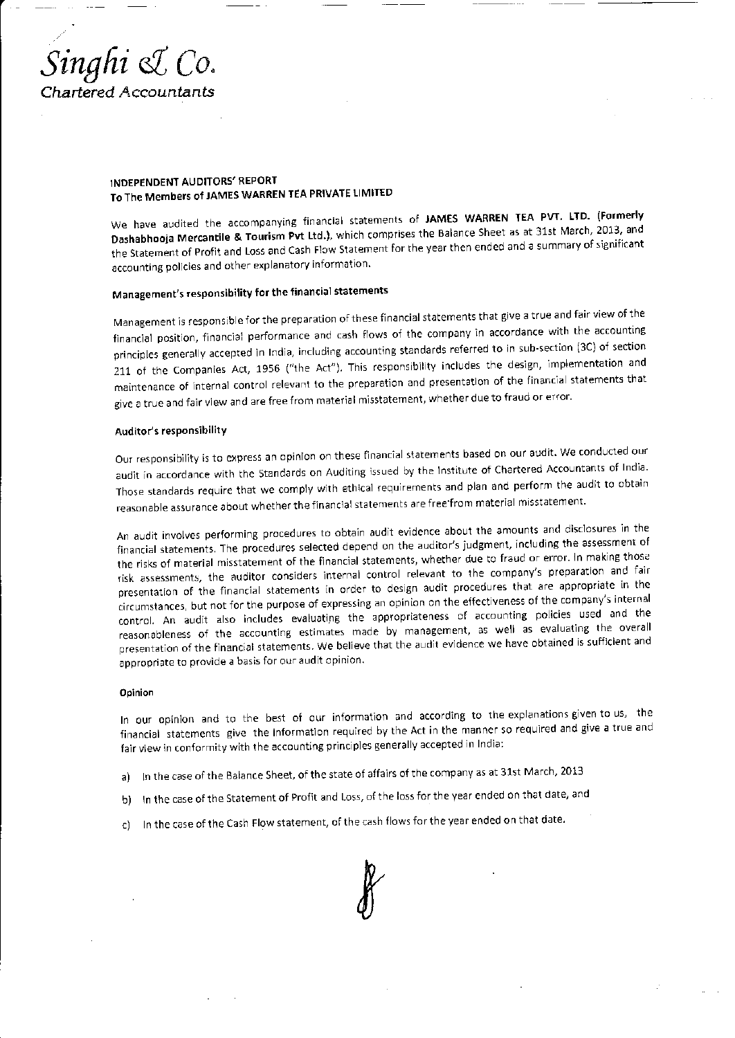*Singhi & Co.*
*Chartered Accountants*

## INDEPENDENT AUDITORS' REPORT
### To The Members of JAMES WARREN TEA PRIVATE LIMITED

We have audited the accompanying financial statements of **JAMES WARREN TEA PVT. LTD. (Formerly Dashabhooja Mercantile & Tourism Pvt Ltd.)**, which comprises the Balance Sheet as at 31st March, 2013, and the Statement of Profit and Loss and Cash Flow Statement for the year then ended and a summary of significant accounting policies and other explanatory information.

### Management's responsibility for the financial statements

Management is responsible for the preparation of these financial statements that give a true and fair view of the financial position, financial performance and cash flows of the company in accordance with the accounting principles generally accepted in India, including accounting standards referred to in sub-section (3C) of section 211 of the Companies Act, 1956 ("the Act"). This responsibility includes the design, implementation and maintenance of internal control relevant to the preparation and presentation of the financial statements that give a true and fair view and are free from material misstatement, whether due to fraud or error.

### Auditor's responsibility

Our responsibility is to express an opinion on these financial statements based on our audit. We conducted our audit in accordance with the Standards on Auditing issued by the Institute of Chartered Accountants of India. Those standards require that we comply with ethical requirements and plan and perform the audit to obtain reasonable assurance about whether the financial statements are free from material misstatement.

An audit involves performing procedures to obtain audit evidence about the amounts and disclosures in the financial statements. The procedures selected depend on the auditor's judgment, including the assessment of the risks of material misstatement of the financial statements, whether due to fraud or error. In making those risk assessments, the auditor considers internal control relevant to the company's preparation and fair presentation of the financial statements in order to design audit procedures that are appropriate in the circumstances, but not for the purpose of expressing an opinion on the effectiveness of the company's internal control. An audit also includes evaluating the appropriateness of accounting policies used and the reasonableness of the accounting estimates made by management, as well as evaluating the overall presentation of the financial statements. We believe that the audit evidence we have obtained is sufficient and appropriate to provide a basis for our audit opinion.

### Opinion

In our opinion and to the best of our information and according to the explanations given to us, the financial statements give the information required by the Act in the manner so required and give a true and fair view in conformity with the accounting principles generally accepted in India:

a) In the case of the Balance Sheet, of the state of affairs of the company as at 31st March, 2013

b) In the case of the Statement of Profit and Loss, of the loss for the year ended on that date, and

c) In the case of the Cash Flow statement, of the cash flows for the year ended on that date.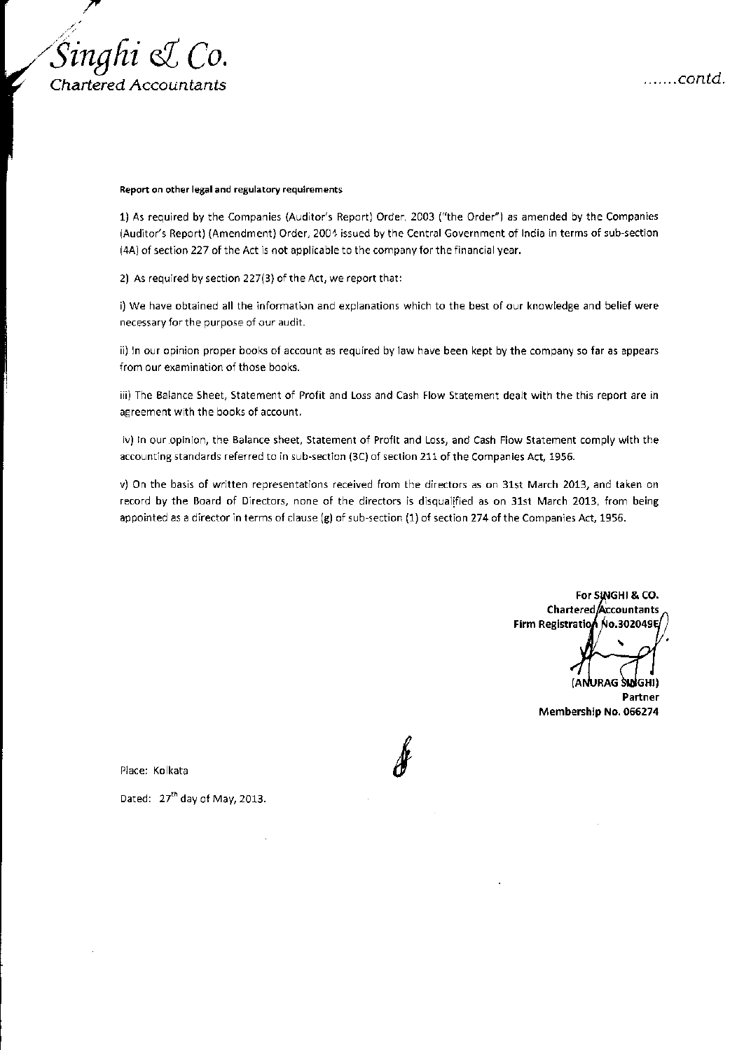*Singhi & Co.*
*Chartered Accountants*

.......contd.

**Report on other legal and regulatory requirements**

1) As required by the Companies (Auditor's Report) Order, 2003 ("the Order") as amended by the Companies (Auditor's Report) (Amendment) Order, 2004 issued by the Central Government of India in terms of sub-section (4A) of section 227 of the Act is not applicable to the company for the financial year.

2) As required by section 227(3) of the Act, we report that:

i) We have obtained all the information and explanations which to the best of our knowledge and belief were necessary for the purpose of our audit.

ii) In our opinion proper books of account as required by law have been kept by the company so far as appears from our examination of those books.

iii) The Balance Sheet, Statement of Profit and Loss and Cash Flow Statement dealt with the this report are in agreement with the books of account.

iv) In our opinion, the Balance sheet, Statement of Profit and Loss, and Cash Flow Statement comply with the accounting standards referred to in sub-section (3C) of section 211 of the Companies Act, 1956.

v) On the basis of written representations received from the directors as on 31st March 2013, and taken on record by the Board of Directors, none of the directors is disqualified as on 31st March 2013, from being appointed as a director in terms of clause (g) of sub-section (1) of section 274 of the Companies Act, 1956.

**For SINGHI & CO.**
**Chartered Accountants**
**Firm Registration No.302049E**

**(ANURAG SINGHI)**
**Partner**
**Membership No. 066274**

Place: Kolkata

Dated: 27th day of May, 2013.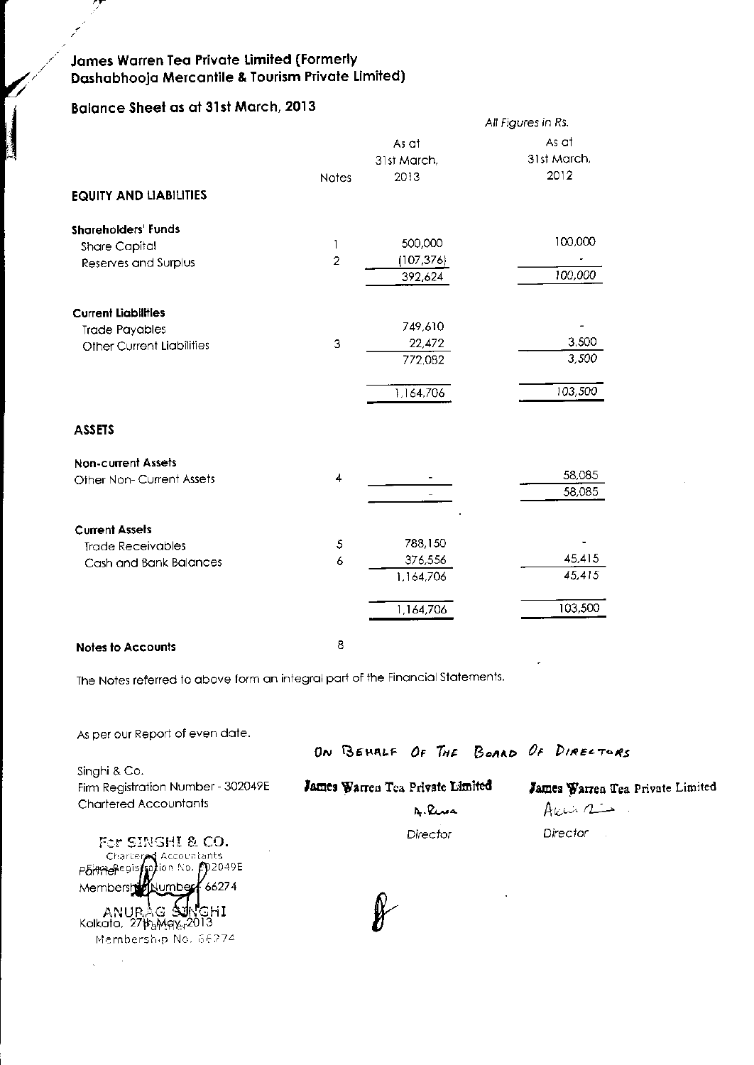# James Warren Tea Private Limited (Formerly Dashabhooja Mercantile & Tourism Private Limited)

## Balance Sheet as at 31st March, 2013

*All Figures in Rs.*

| | Notes | As at 31st March, 2013 | As at 31st March, 2012 |
|---|---|---|---|
| **EQUITY AND LIABILITIES** | | | |
| **Shareholders' Funds** | | | |
| Share Capital | 1 | 500,000 | 100,000 |
| Reserves and Surplus | 2 | (107,376) | - |
| | | 392,624 | 100,000 |
| **Current Liabilities** | | | |
| Trade Payables | | 749,610 | - |
| Other Current Liabilities | 3 | 22,472 | 3,500 |
| | | 772,082 | 3,500 |
| | | 1,164,706 | 103,500 |
| **ASSETS** | | | |
| **Non-current Assets** | | | |
| Other Non- Current Assets | 4 | - | 58,085 |
| | | - | 58,085 |
| **Current Assets** | | | |
| Trade Receivables | 5 | 788,150 | - |
| Cash and Bank Balances | 6 | 376,556 | 45,415 |
| | | 1,164,706 | 45,415 |
| | | 1,164,706 | 103,500 |
| **Notes to Accounts** | 8 | | |

The Notes referred to above form an integral part of the Financial Statements.

As per our Report of even date.

Singhi & Co.
Firm Registration Number - 302049E
Chartered Accountants

For SINGHI & CO.
Chartered Accountants
Firm Registration No. 302049E

Partner
Membership Number - 66274

ANURAG SINGHI
Membership No. 66274

Kolkata, 27th May, 2013

ON BEHALF OF THE BOARD OF DIRECTORS

James Warren Tea Private Limited
Director

James Warren Tea Private Limited
Director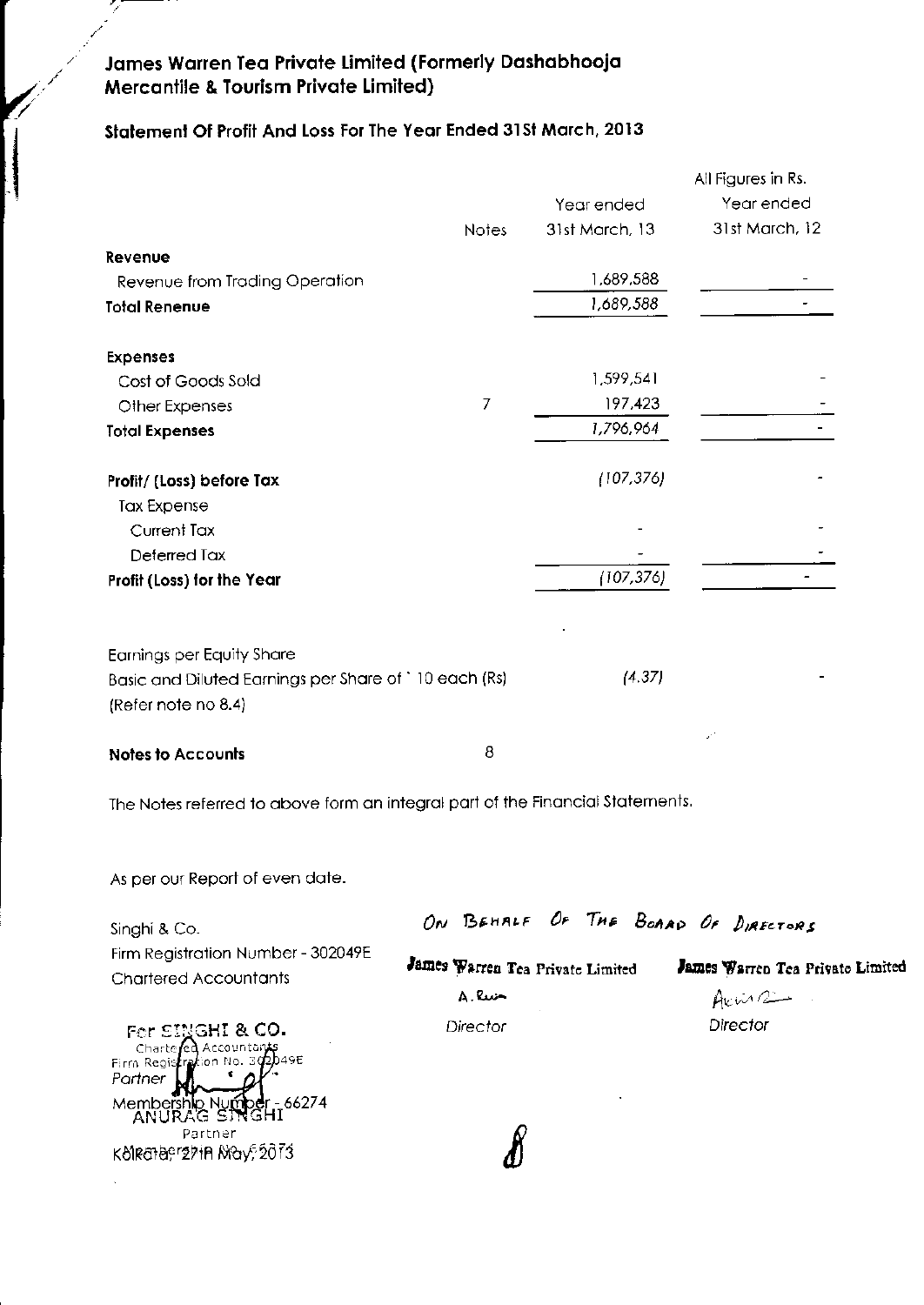# James Warren Tea Private Limited (Formerly Dashabhooja Mercantile & Tourism Private Limited)

## Statement Of Profit And Loss For The Year Ended 31St March, 2013

All Figures in Rs.

| | Notes | Year ended 31st March, 13 | Year ended 31st March, 12 |
|---|---|---|---|
| **Revenue** | | | |
| Revenue from Trading Operation | | 1,689,588 | - |
| **Total Renenue** | | 1,689,588 | - |
| **Expenses** | | | |
| Cost of Goods Sold | | 1,599,541 | - |
| Other Expenses | 7 | 197,423 | - |
| **Total Expenses** | | 1,796,964 | - |
| **Profit/ (Loss) before Tax** | | (107,376) | - |
| Tax Expense | | | |
| Current Tax | | - | - |
| Deferred Tax | | - | - |
| **Profit (Loss) for the Year** | | (107,376) | - |
| Earnings per Equity Share | | | |
| Basic and Diluted Earnings per Share of ` 10 each (Rs) (Refer note no 8.4) | | (4.37) | - |
| **Notes to Accounts** | 8 | | |

The Notes referred to above form an integral part of the Financial Statements.

As per our Report of even date.

Singhi & Co.
Firm Registration Number - 302049E
Chartered Accountants

For SINGHI & CO.
Chartered Accountants
Firm Registration No. 302049E

ANURAG SINGHI
Partner
Membership Number - 66274
Kolkata, 27th May, 2013

ON BEHALF OF THE BOARD OF DIRECTORS

James Warren Tea Private Limited
A. Rui
Director

James Warren Tea Private Limited
Director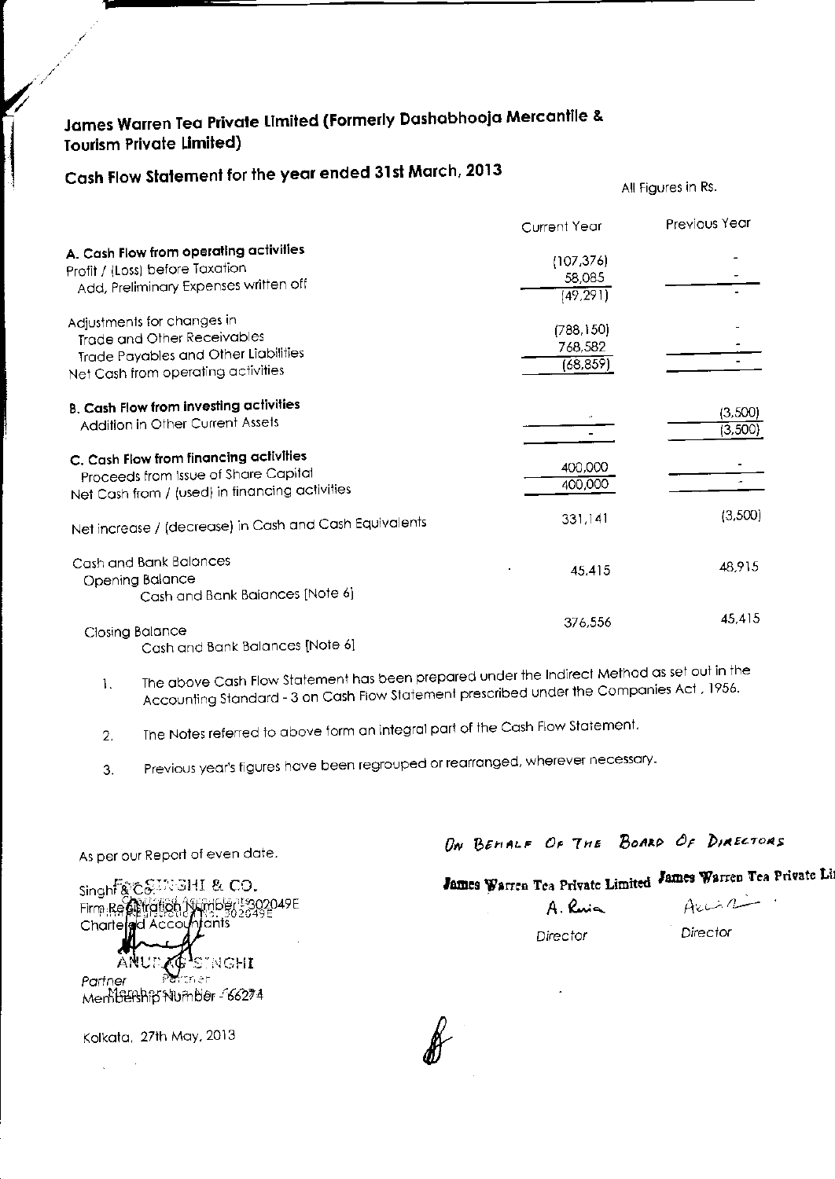# James Warren Tea Private Limited (Formerly Dashabhooja Mercantile & Tourism Private Limited)

## Cash Flow Statement for the year ended 31st March, 2013

All Figures in Rs.

| | Current Year | Previous Year |
|---|---|---|
| **A. Cash Flow from operating activities** | | |
| Profit / (Loss) before Taxation | (107,376) | - |
| Add, Preliminary Expenses written off | 58,085 | - |
| | (49,291) | - |
| Adjustments for changes in | | |
| Trade and Other Receivables | (788,150) | - |
| Trade Payables and Other Liabilities | 768,582 | - |
| Net Cash from operating activities | (68,859) | - |
| **B. Cash Flow from investing activities** | | |
| Addition in Other Current Assets | - | (3,500) |
| | - | (3,500) |
| **C. Cash Flow from financing activities** | | |
| Proceeds from Issue of Share Capital | 400,000 | - |
| Net Cash from / (used) in financing activities | 400,000 | - |
| Net increase / (decrease) in Cash and Cash Equivalents | 331,141 | (3,500) |
| Cash and Bank Balances | | |
| Opening Balance | | |
| Cash and Bank Balances [Note 6] | 45,415 | 48,915 |
| Closing Balance | | |
| Cash and Bank Balances [Note 6] | 376,556 | 45,415 |

1. The above Cash Flow Statement has been prepared under the Indirect Method as set out in the Accounting Standard - 3 on Cash Flow Statement prescribed under the Companies Act , 1956.
2. The Notes referred to above form an integral part of the Cash Flow Statement.
3. Previous year's figures have been regrouped or rearranged, wherever necessary.

As per our Report of even date.

Singhi & Co.
Firm Registration Number - 302049E
Chartered Accountants

Partner
Membership Number - 66274

Kolkata, 27th May, 2013

ON BEHALF OF THE BOARD OF DIRECTORS

James Warren Tea Private Limited

Director

James Warren Tea Private Limited

Director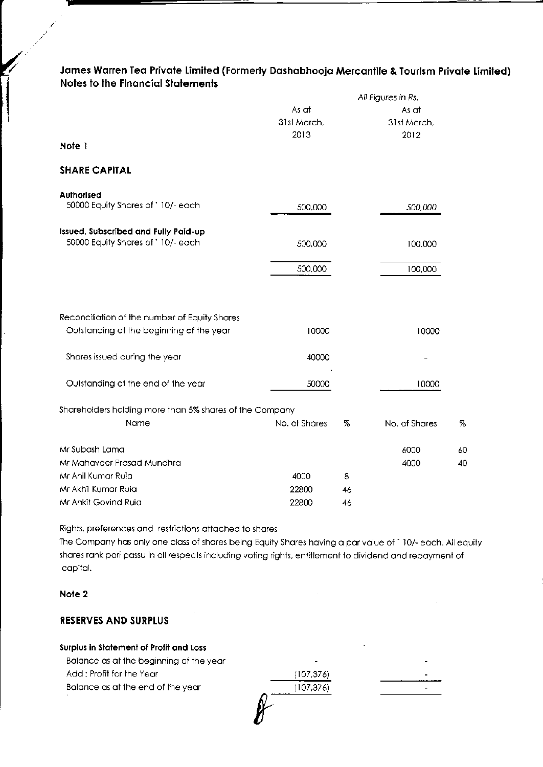**James Warren Tea Private Limited (Formerly Dashabhooja Mercantile & Tourism Private Limited)**
**Notes to the Financial Statements**

*All Figures in Rs.*

| | As at 31st March, 2013 | As at 31st March, 2012 |
|---|---|---|
| **Note 1** | | |
| **SHARE CAPITAL** | | |
| **Authorised** | | |
| 50000 Equity Shares of ` 10/- each | 500,000 | 500,000 |
| **Issued, Subscribed and Fully Paid-up** | | |
| 50000 Equity Shares of ` 10/- each | 500,000 | 100,000 |
| | 500,000 | 100,000 |

| Reconciliation of the number of Equity Shares | 2013 | 2012 |
|---|---|---|
| Outstanding at the beginning of the year | 10000 | 10000 |
| Shares issued during the year | 40000 | - |
| Outstanding at the end of the year | 50000 | 10000 |

Shareholders holding more than 5% shares of the Company

| Name | No. of Shares | % | No. of Shares | % |
|---|---|---|---|---|
| Mr Subash Lama | | | 6000 | 60 |
| Mr Mahaveer Prasad Mundhra | | | 4000 | 40 |
| Mr Anil Kumar Ruia | 4000 | 8 | | |
| Mr Akhil Kumar Ruia | 22800 | 46 | | |
| Mr Ankit Govind Ruia | 22800 | 46 | | |

Rights, preferences and restrictions attached to shares
The Company has only one class of shares being Equity Shares having a par value of ` 10/- each. All equity shares rank pari passu in all respects including voting rights, entitlement to dividend and repayment of capital.

**Note 2**

**RESERVES AND SURPLUS**

| | As at 31st March, 2013 | As at 31st March, 2012 |
|---|---|---|
| **Surplus in Statement of Profit and Loss** | | |
| Balance as at the beginning of the year | - | - |
| Add : Profit for the Year | (107,376) | - |
| Balance as at the end of the year | (107,376) | - |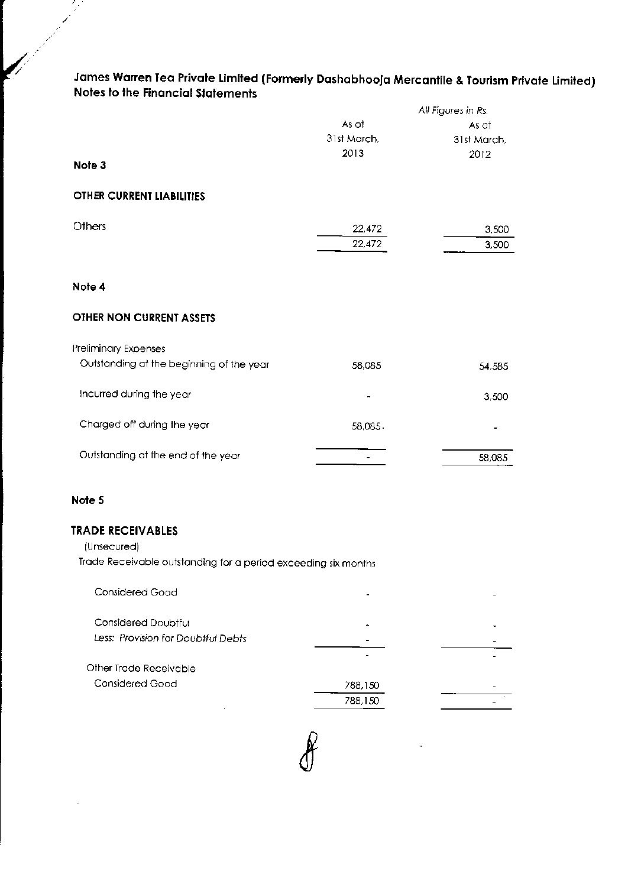## James Warren Tea Private Limited (Formerly Dashabhooja Mercantile & Tourism Private Limited)
## Notes to the Financial Statements

*All Figures in Rs.*

| | As at 31st March, 2013 | As at 31st March, 2012 |
|---|---|---|
| **Note 3** | | |
| **OTHER CURRENT LIABILITIES** | | |
| Others | 22,472 | 3,500 |
| | 22,472 | 3,500 |
| **Note 4** | | |
| **OTHER NON CURRENT ASSETS** | | |
| Preliminary Expenses | | |
| Outstanding at the beginning of the year | 58,085 | 54,585 |
| Incurred during the year | - | 3,500 |
| Charged off during the year | 58,085 | - |
| Outstanding at the end of the year | - | 58,085 |
| **Note 5** | | |
| **TRADE RECEIVABLES** | | |
| (Unsecured) | | |
| Trade Receivable outstanding for a period exceeding six months | | |
| Considered Good | - | - |
| Considered Doubtful | - | - |
| *Less: Provision for Doubtful Debts* | - | - |
| | - | - |
| Other Trade Receivable | | |
| Considered Good | 788,150 | - |
| | 788,150 | - |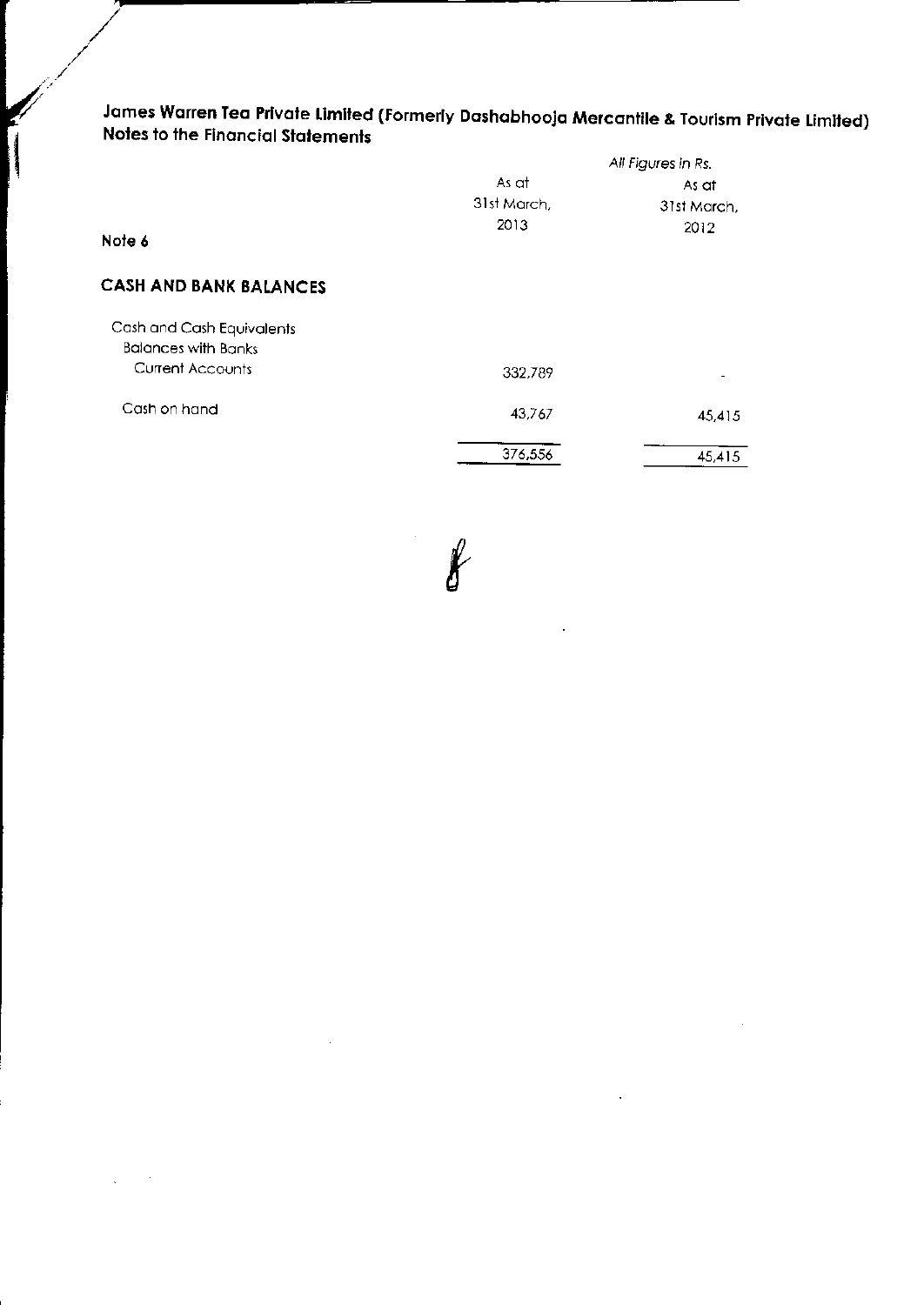# James Warren Tea Private Limited (Formerly Dashabhooja Mercantile & Tourism Private Limited)
## Notes to the Financial Statements

*All Figures in Rs.*

| Note 6 | As at 31st March, 2013 | As at 31st March, 2012 |
|---|---|---|
| **CASH AND BANK BALANCES** | | |
| Cash and Cash Equivalents | | |
| Balances with Banks | | |
| Current Accounts | 332,789 | - |
| Cash on hand | 43,767 | 45,415 |
| | 376,556 | 45,415 |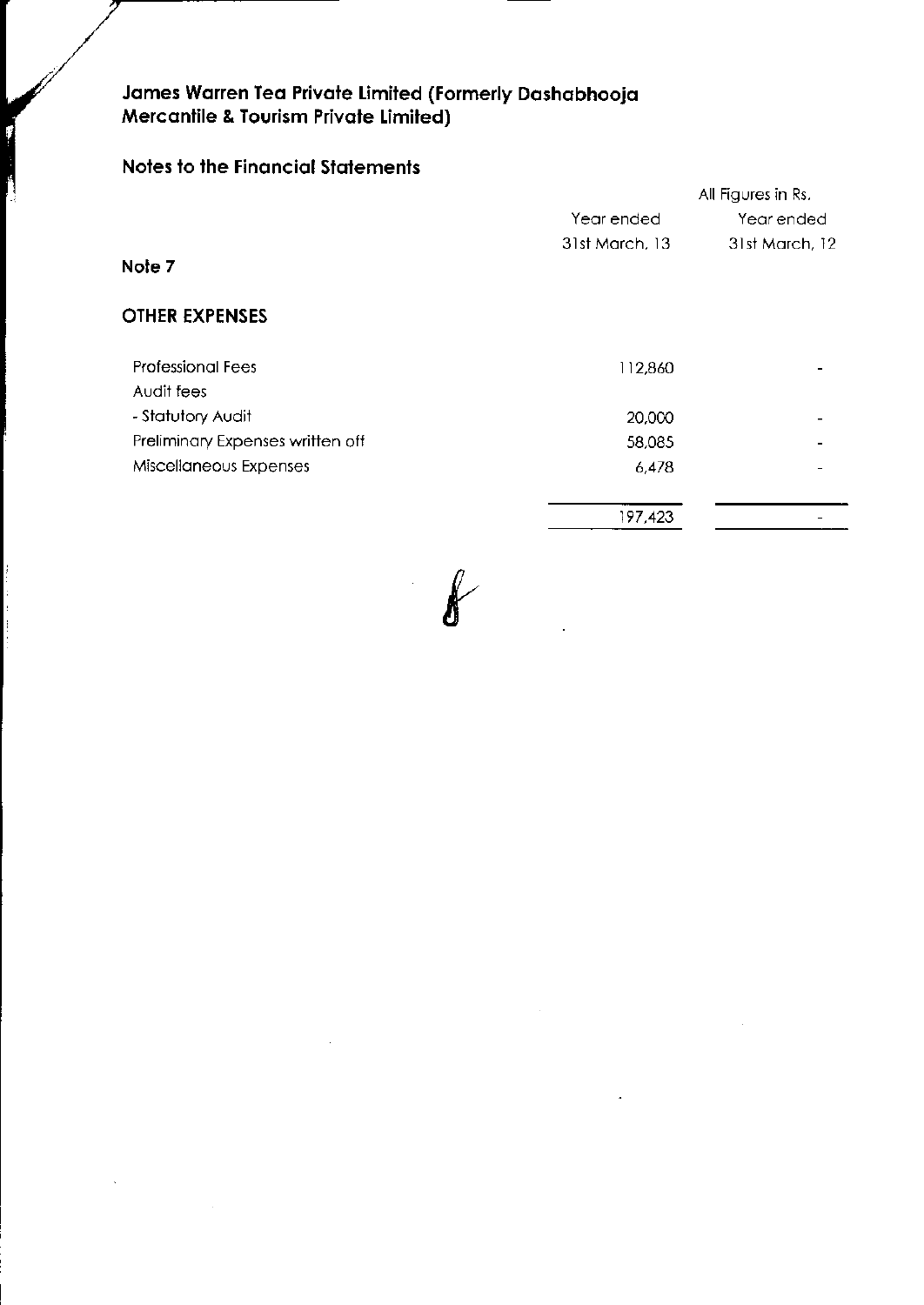## James Warren Tea Private Limited (Formerly Dashabhooja Mercantile & Tourism Private Limited)

### Notes to the Financial Statements

All Figures in Rs.

| | Year ended 31st March, 13 | Year ended 31st March, 12 |
|---|---|---|
| **Note 7** | | |
| **OTHER EXPENSES** | | |
| Professional Fees | 112,860 | - |
| Audit fees | | |
| - Statutory Audit | 20,000 | - |
| Preliminary Expenses written off | 58,085 | - |
| Miscellaneous Expenses | 6,478 | - |
| | 197,423 | - |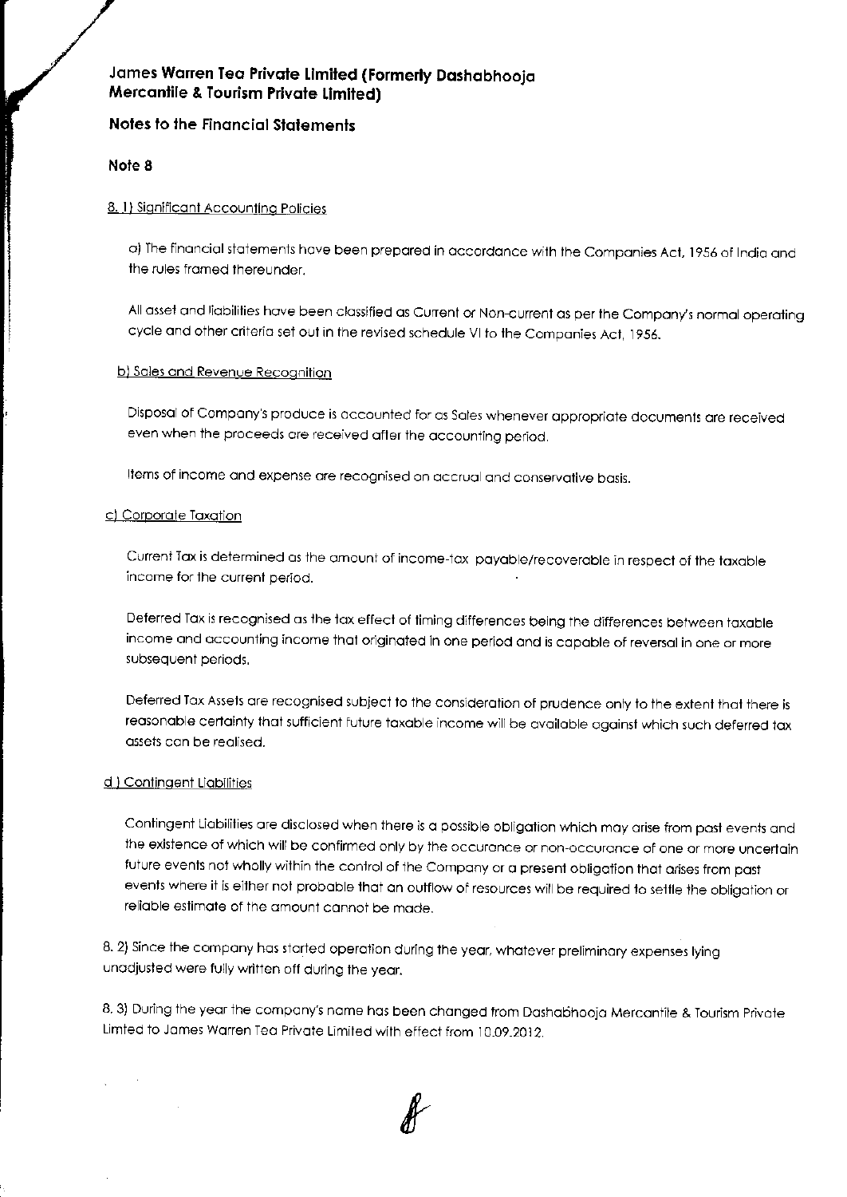**James Warren Tea Private Limited (Formerly Dashabhooja Mercantile & Tourism Private Limited)**

**Notes to the Financial Statements**

**Note 8**

8. 1) Significant Accounting Policies

a) The financial statements have been prepared in accordance with the Companies Act, 1956 of India and the rules framed thereunder.

All asset and liabilities have been classified as Current or Non-current as per the Company's normal operating cycle and other criteria set out in the revised schedule VI to the Companies Act, 1956.

b) Sales and Revenue Recognition

Disposal of Company's produce is accounted for as Sales whenever appropriate documents are received even when the proceeds are received after the accounting period.

Items of income and expense are recognised on accrual and conservative basis.

c) Corporate Taxation

Current Tax is determined as the amount of income-tax payable/recoverable in respect of the taxable income for the current period.

Deferred Tax is recognised as the tax effect of timing differences being the differences between taxable income and accounting income that originated in one period and is capable of reversal in one or more subsequent periods.

Deferred Tax Assets are recognised subject to the consideration of prudence only to the extent that there is reasonable certainty that sufficient future taxable income will be available against which such deferred tax assets can be realised.

d ) Contingent Liabilities

Contingent Liabilities are disclosed when there is a possible obligation which may arise from past events and the existence of which will be confirmed only by the occurance or non-occurance of one or more uncertain future events not wholly within the control of the Company or a present obligation that arises from past events where it is either not probable that an outflow of resources will be required to settle the obligation or reliable estimate of the amount cannot be made.

8. 2) Since the company has started operation during the year, whatever preliminary expenses lying unadjusted were fully written off during the year.

8. 3) During the year the company's name has been changed from Dashabhooja Mercantile & Tourism Private Limted to James Warren Tea Private Limited with effect from 10.09.2012.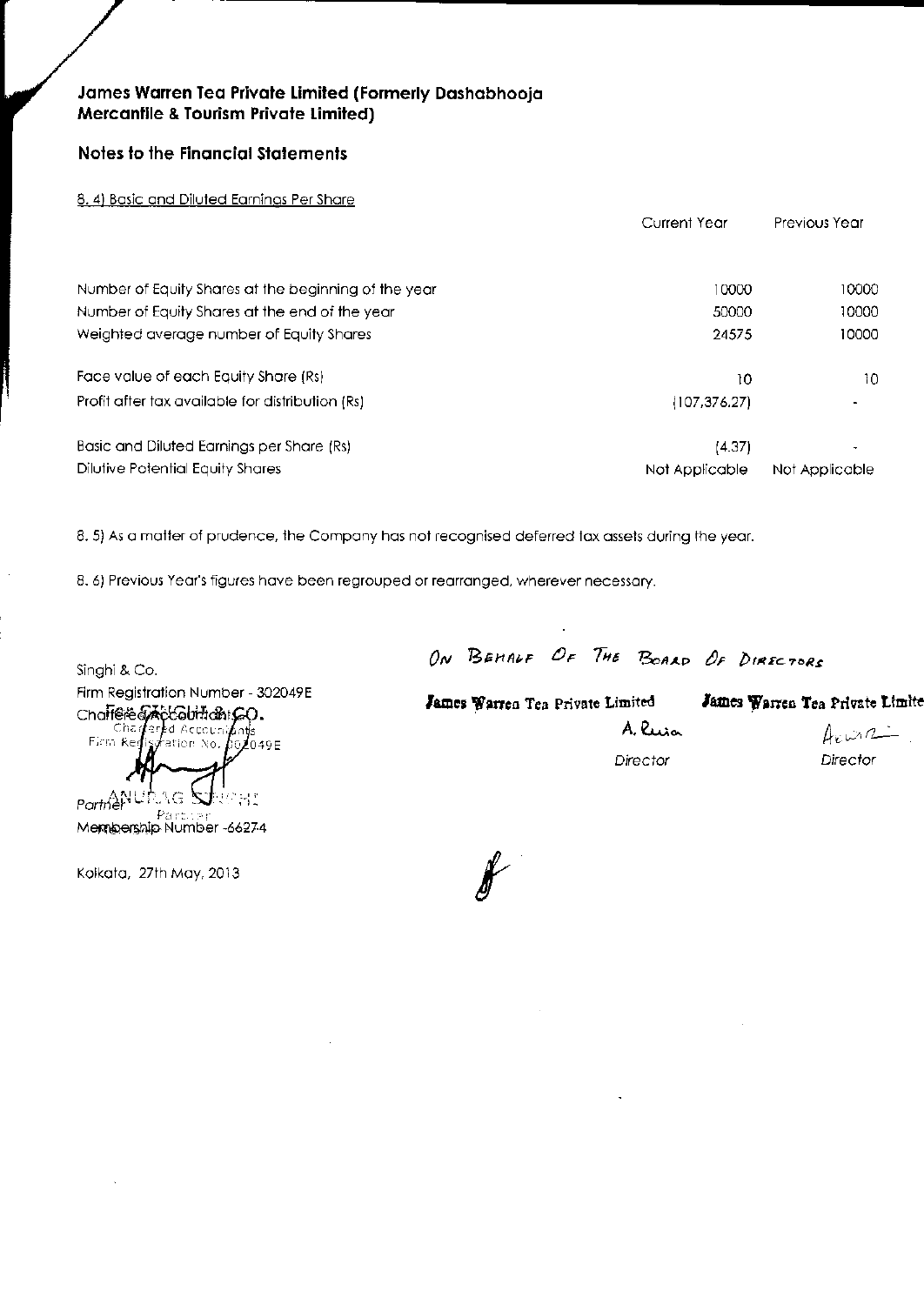## James Warren Tea Private Limited (Formerly Dashabhooja Mercantile & Tourism Private Limited)

### Notes to the Financial Statements

8. 4) Basic and Diluted Earnings Per Share

| | Current Year | Previous Year |
|---|---|---|
| Number of Equity Shares at the beginning of the year | 10000 | 10000 |
| Number of Equity Shares at the end of the year | 50000 | 10000 |
| Weighted average number of Equity Shares | 24575 | 10000 |
| Face value of each Equity Share (Rs) | 10 | 10 |
| Profit after tax available for distribution (Rs) | (107,376.27) | - |
| Basic and Diluted Earnings per Share (Rs) | (4.37) | - |
| Dilutive Potential Equity Shares | Not Applicable | Not Applicable |

8. 5) As a matter of prudence, the Company has not recognised deferred tax assets during the year.

8. 6) Previous Year's figures have been regrouped or rearranged, wherever necessary.

Singhi & Co.
Firm Registration Number - 302049E
Chartered Accountants
For SINGHI & CO.
Chartered Accountants
Firm Registration No. 302049E

ANURAG SINGHI
Partner
Partner
Membership Number -66274

Kolkata, 27th May, 2013

ON BEHALF OF THE BOARD OF DIRECTORS

James Warren Tea Private Limited
A. Ruia
Director

James Warren Tea Private Limited
Director